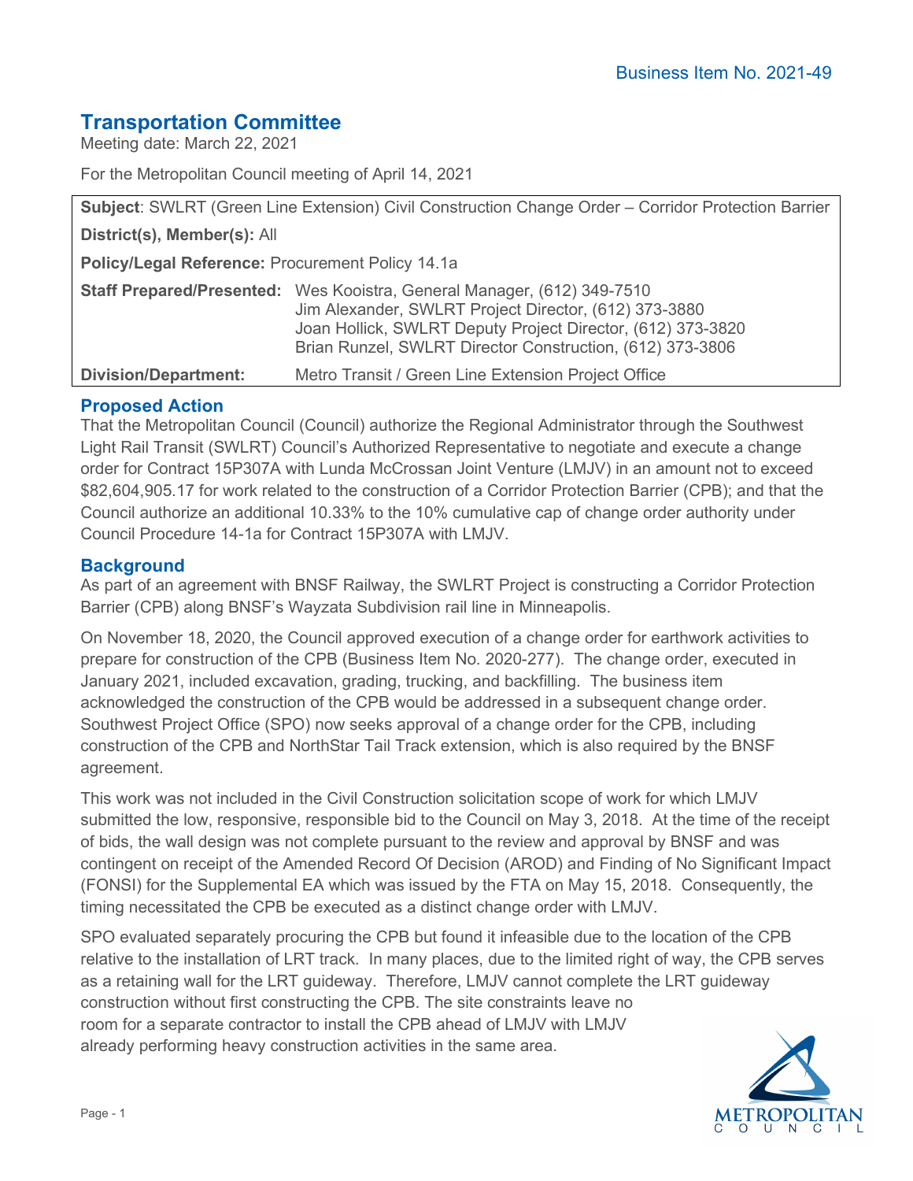Business Item No. 2021-49

# Transportation Committee

Meeting date: March 22, 2021

For the Metropolitan Council meeting of April 14, 2021

| | |
|---|---|
| **Subject**: SWLRT (Green Line Extension) Civil Construction Change Order – Corridor Protection Barrier | |
| **District(s), Member(s):** All | |
| **Policy/Legal Reference:** Procurement Policy 14.1a | |
| **Staff Prepared/Presented:** | Wes Kooistra, General Manager, (612) 349-7510<br>Jim Alexander, SWLRT Project Director, (612) 373-3880<br>Joan Hollick, SWLRT Deputy Project Director, (612) 373-3820<br>Brian Runzel, SWLRT Director Construction, (612) 373-3806 |
| **Division/Department:** | Metro Transit / Green Line Extension Project Office |

## Proposed Action

That the Metropolitan Council (Council) authorize the Regional Administrator through the Southwest Light Rail Transit (SWLRT) Council's Authorized Representative to negotiate and execute a change order for Contract 15P307A with Lunda McCrossan Joint Venture (LMJV) in an amount not to exceed $82,604,905.17 for work related to the construction of a Corridor Protection Barrier (CPB); and that the Council authorize an additional 10.33% to the 10% cumulative cap of change order authority under Council Procedure 14-1a for Contract 15P307A with LMJV.

## Background

As part of an agreement with BNSF Railway, the SWLRT Project is constructing a Corridor Protection Barrier (CPB) along BNSF's Wayzata Subdivision rail line in Minneapolis.

On November 18, 2020, the Council approved execution of a change order for earthwork activities to prepare for construction of the CPB (Business Item No. 2020-277). The change order, executed in January 2021, included excavation, grading, trucking, and backfilling. The business item acknowledged the construction of the CPB would be addressed in a subsequent change order. Southwest Project Office (SPO) now seeks approval of a change order for the CPB, including construction of the CPB and NorthStar Tail Track extension, which is also required by the BNSF agreement.

This work was not included in the Civil Construction solicitation scope of work for which LMJV submitted the low, responsive, responsible bid to the Council on May 3, 2018. At the time of the receipt of bids, the wall design was not complete pursuant to the review and approval by BNSF and was contingent on receipt of the Amended Record Of Decision (AROD) and Finding of No Significant Impact (FONSI) for the Supplemental EA which was issued by the FTA on May 15, 2018. Consequently, the timing necessitated the CPB be executed as a distinct change order with LMJV.

SPO evaluated separately procuring the CPB but found it infeasible due to the location of the CPB relative to the installation of LRT track. In many places, due to the limited right of way, the CPB serves as a retaining wall for the LRT guideway. Therefore, LMJV cannot complete the LRT guideway construction without first constructing the CPB. The site constraints leave no room for a separate contractor to install the CPB ahead of LMJV with LMJV already performing heavy construction activities in the same area.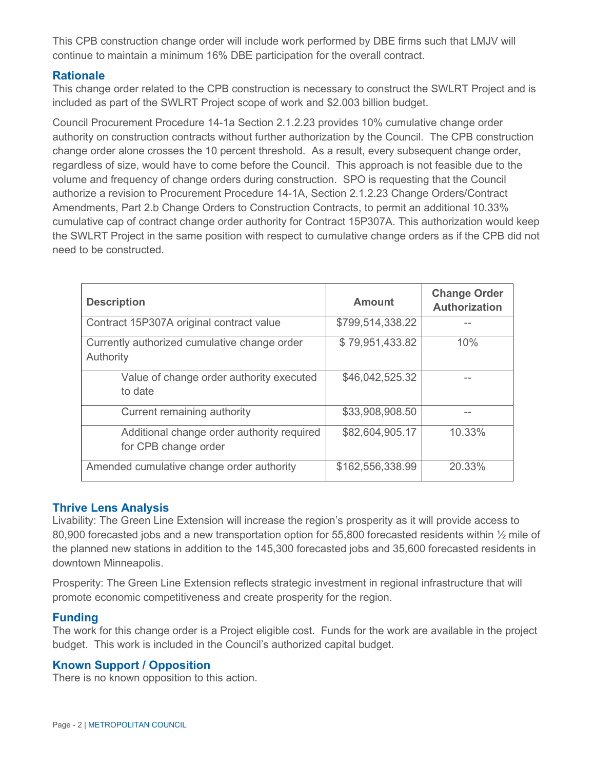This CPB construction change order will include work performed by DBE firms such that LMJV will continue to maintain a minimum 16% DBE participation for the overall contract.

## Rationale

This change order related to the CPB construction is necessary to construct the SWLRT Project and is included as part of the SWLRT Project scope of work and $2.003 billion budget.

Council Procurement Procedure 14-1a Section 2.1.2.23 provides 10% cumulative change order authority on construction contracts without further authorization by the Council. The CPB construction change order alone crosses the 10 percent threshold. As a result, every subsequent change order, regardless of size, would have to come before the Council. This approach is not feasible due to the volume and frequency of change orders during construction. SPO is requesting that the Council authorize a revision to Procurement Procedure 14-1A, Section 2.1.2.23 Change Orders/Contract Amendments, Part 2.b Change Orders to Construction Contracts, to permit an additional 10.33% cumulative cap of contract change order authority for Contract 15P307A. This authorization would keep the SWLRT Project in the same position with respect to cumulative change orders as if the CPB did not need to be constructed.

| Description | Amount | Change Order Authorization |
|---|---|---|
| Contract 15P307A original contract value | $799,514,338.22 | -- |
| Currently authorized cumulative change order Authority | $ 79,951,433.82 | 10% |
| Value of change order authority executed to date | $46,042,525.32 | -- |
| Current remaining authority | $33,908,908.50 | -- |
| Additional change order authority required for CPB change order | $82,604,905.17 | 10.33% |
| Amended cumulative change order authority | $162,556,338.99 | 20.33% |

## Thrive Lens Analysis

Livability: The Green Line Extension will increase the region's prosperity as it will provide access to 80,900 forecasted jobs and a new transportation option for 55,800 forecasted residents within ½ mile of the planned new stations in addition to the 145,300 forecasted jobs and 35,600 forecasted residents in downtown Minneapolis.

Prosperity: The Green Line Extension reflects strategic investment in regional infrastructure that will promote economic competitiveness and create prosperity for the region.

## Funding

The work for this change order is a Project eligible cost. Funds for the work are available in the project budget. This work is included in the Council's authorized capital budget.

## Known Support / Opposition

There is no known opposition to this action.